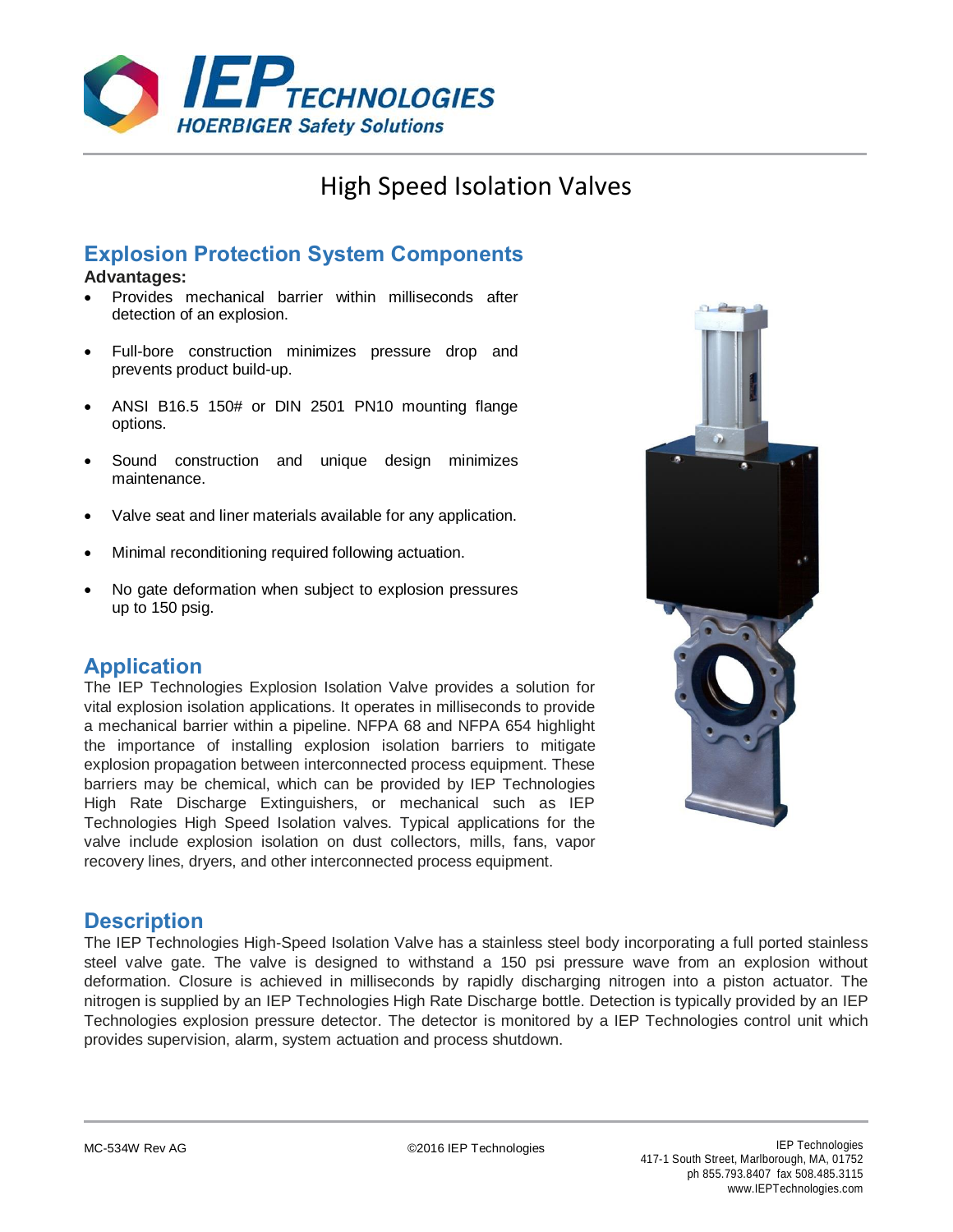# High Speed Isolation Valves

## Explosion Protection System Components

**Advantages:**

- Provides mechanical barrier within milliseconds after detection of an explosion.
- Full-bore construction minimizes pressure drop and prevents product build-up.
- ANSI B16.5 150# or DIN 2501 PN10 mounting flange options.
- Sound construction and unique design minimizes maintenance.
- Valve seat and liner materials available for any application.
- Minimal reconditioning required following actuation.
- No gate deformation when subject to explosion pressures up to 150 psig.

## Application

The IEP Technologies Explosion Isolation Valve provides a solution for vital explosion isolation applications. It operates in milliseconds to provide a mechanical barrier within a pipeline. NFPA 68 and NFPA 654 highlight the importance of installing explosion isolation barriers to mitigate explosion propagation between interconnected process equipment. These barriers may be chemical, which can be provided by IEP Technologies High Rate Discharge Extinguishers, or mechanical such as IEP Technologies High Speed Isolation valves. Typical applications for the valve include explosion isolation on dust collectors, mills, fans, vapor recovery lines, dryers, and other interconnected process equipment.

## Description

The IEP Technologies High-Speed Isolation Valve has a stainless steel body incorporating a full ported stainless steel valve gate. The valve is designed to withstand a 150 psi pressure wave from an explosion without deformation. Closure is achieved in milliseconds by rapidly discharging nitrogen into a piston actuator. The nitrogen is supplied by an IEP Technologies High Rate Discharge bottle. Detection is typically provided by an IEP Technologies explosion pressure detector. The detector is monitored by a IEP Technologies control unit which provides supervision, alarm, system actuation and process shutdown.

MC-534W Rev AG

©2016 IEP Technologies

IEP Technologies
417-1 South Street, Marlborough, MA, 01752
ph 855.793.8407 fax 508.485.3115
www.IEPTechnologies.com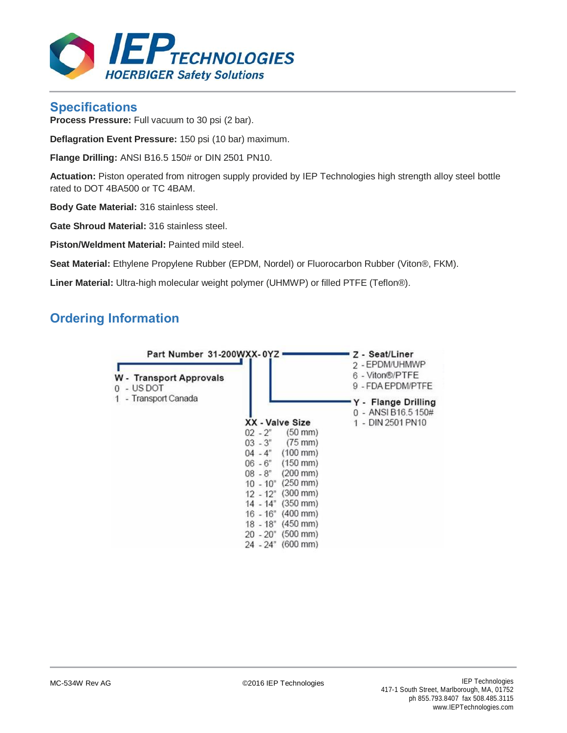## Specifications

**Process Pressure:** Full vacuum to 30 psi (2 bar).

**Deflagration Event Pressure:** 150 psi (10 bar) maximum.

**Flange Drilling:** ANSI B16.5 150# or DIN 2501 PN10.

**Actuation:** Piston operated from nitrogen supply provided by IEP Technologies high strength alloy steel bottle rated to DOT 4BA500 or TC 4BAM.

**Body Gate Material:** 316 stainless steel.

**Gate Shroud Material:** 316 stainless steel.

**Piston/Weldment Material:** Painted mild steel.

**Seat Material:** Ethylene Propylene Rubber (EPDM, Nordel) or Fluorocarbon Rubber (Viton®, FKM).

**Liner Material:** Ultra-high molecular weight polymer (UHMWP) or filled PTFE (Teflon®).

## Ordering Information

**Part Number 31-200WXX-0YZ**

**W - Transport Approvals**
0 - US DOT
1 - Transport Canada

**XX - Valve Size**
02 - 2" (50 mm)
03 - 3" (75 mm)
04 - 4" (100 mm)
06 - 6" (150 mm)
08 - 8" (200 mm)
10 - 10" (250 mm)
12 - 12" (300 mm)
14 - 14" (350 mm)
16 - 16" (400 mm)
18 - 18" (450 mm)
20 - 20" (500 mm)
24 - 24" (600 mm)

**Y - Flange Drilling**
0 - ANSI B16.5 150#
1 - DIN 2501 PN10

**Z - Seat/Liner**
2 - EPDM/UHMWP
6 - Viton®/PTFE
9 - FDA EPDM/PTFE

MC-534W Rev AG

©2016 IEP Technologies

IEP Technologies
417-1 South Street, Marlborough, MA, 01752
ph 855.793.8407 fax 508.485.3115
www.IEPTechnologies.com